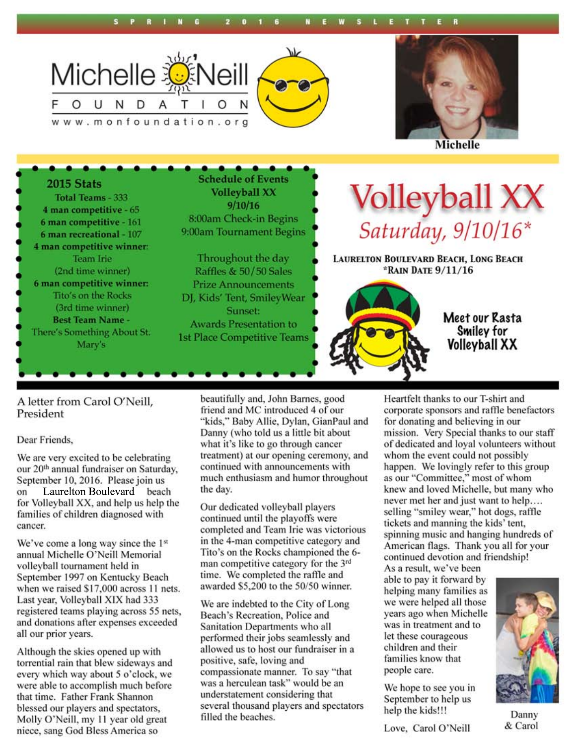SPRING 2016 NEWSLETTER

# Michelle O'Neill Foundation

www.monfoundation.org

Michelle

### 2015 Stats

Total Teams - 333
4 man competitive - 65
6 man competitive - 161
6 man recreational - 107

**4 man competitive winner:**
Team Irie
(2nd time winner)

**6 man competitive winner:**
Tito's on the Rocks
(3rd time winner)

**Best Team Name -**
There's Something About St. Mary's

### Schedule of Events

**Volleyball XX**
**9/10/16**

8:00am Check-in Begins
9:00am Tournament Begins

Throughout the day
Raffles & 50/50 Sales
Prize Announcements
DJ, Kids' Tent, SmileyWear

Sunset:
Awards Presentation to 1st Place Competitive Teams

# Volleyball XX

## *Saturday, 9/10/16**

LAURELTON BOULEVARD BEACH, LONG BEACH
*RAIN DATE 9/11/16

**Meet our Rasta Smiley for Volleyball XX**

## A letter from Carol O'Neill, President

Dear Friends,

We are very excited to be celebrating our 20th annual fundraiser on Saturday, September 10, 2016. Please join us on Laurelton Boulevard beach for Volleyball XX, and help us help the families of children diagnosed with cancer.

We've come a long way since the 1st annual Michelle O'Neill Memorial volleyball tournament held in September 1997 on Kentucky Beach when we raised $17,000 across 11 nets. Last year, Volleyball XIX had 333 registered teams playing across 55 nets, and donations after expenses exceeded all our prior years.

Although the skies opened up with torrential rain that blew sideways and every which way about 5 o'clock, we were able to accomplish much before that time. Father Frank Shannon blessed our players and spectators, Molly O'Neill, my 11 year old great niece, sang God Bless America so beautifully and, John Barnes, good friend and MC introduced 4 of our "kids," Baby Allie, Dylan, GianPaul and Danny (who told us a little bit about what it's like to go through cancer treatment) at our opening ceremony, and continued with announcements with much enthusiasm and humor throughout the day.

Our dedicated volleyball players continued until the playoffs were completed and Team Irie was victorious in the 4-man competitive category and Tito's on the Rocks championed the 6-man competitive category for the 3rd time. We completed the raffle and awarded $5,200 to the 50/50 winner.

We are indebted to the City of Long Beach's Recreation, Police and Sanitation Departments who all performed their jobs seamlessly and allowed us to host our fundraiser in a positive, safe, loving and compassionate manner. To say "that was a herculean task" would be an understatement considering that several thousand players and spectators filled the beaches.

Heartfelt thanks to our T-shirt and corporate sponsors and raffle benefactors for donating and believing in our mission. Very Special thanks to our staff of dedicated and loyal volunteers without whom the event could not possibly happen. We lovingly refer to this group as our "Committee," most of whom knew and loved Michelle, but many who never met her and just want to help…. selling "smiley wear," hot dogs, raffle tickets and manning the kids' tent, spinning music and hanging hundreds of American flags. Thank you all for your continued devotion and friendship! As a result, we've been able to pay it forward by helping many families as we were helped all those years ago when Michelle was in treatment and to let these courageous children and their families know that people care.

We hope to see you in September to help us help the kids!!!

Love, Carol O'Neill

Danny & Carol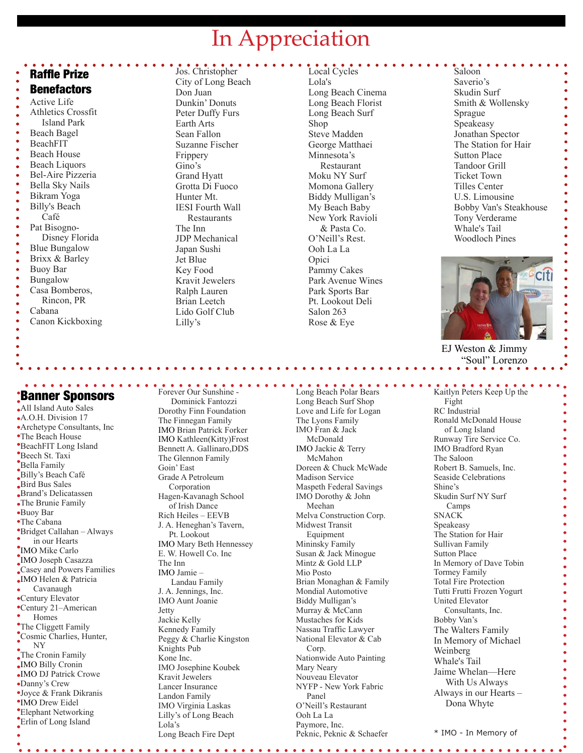# In Appreciation

## Raffle Prize Benefactors

Active Life
Athletics Crossfit Island Park
Beach Bagel
BeachFIT
Beach House
Beach Liquors
Bel-Aire Pizzeria
Bella Sky Nails
Bikram Yoga
Billy's Beach Café
Pat Bisogno-Disney Florida
Blue Bungalow
Brixx & Barley
Buoy Bar
Bungalow
Casa Bomberos, Rincon, PR
Cabana
Canon Kickboxing
Jos. Christopher
City of Long Beach
Don Juan
Dunkin' Donuts
Peter Duffy Furs
Earth Arts
Sean Fallon
Suzanne Fischer
Frippery
Gino's
Grand Hyatt
Grotta Di Fuoco
Hunter Mt.
IESI Fourth Wall Restaurants
The Inn
JDP Mechanical
Japan Sushi
Jet Blue
Key Food
Kravit Jewelers
Ralph Lauren
Brian Leetch
Lido Golf Club
Lilly's
Local Cycles
Lola's
Long Beach Cinema
Long Beach Florist
Long Beach Surf Shop
Steve Madden
George Matthaei
Minnesota's Restaurant
Moku NY Surf
Momona Gallery
Biddy Mulligan's
My Beach Baby
New York Ravioli & Pasta Co.
O'Neill's Rest.
Ooh La La
Opici
Pammy Cakes
Park Avenue Wines
Park Sports Bar
Pt. Lookout Deli
Salon 263
Rose & Eye
Saloon
Saverio's
Skudin Surf
Smith & Wollensky
Sprague
Speakeasy
Jonathan Spector
The Station for Hair
Sutton Place
Tandoor Grill
Ticket Town
Tilles Center
U.S. Limousine
Bobby Van's Steakhouse
Tony Verderame
Whale's Tail
Woodloch Pines

EJ Weston & Jimmy "Soul" Lorenzo

## Banner Sponsors

All Island Auto Sales
A.O.H. Division 17
Archetype Consultants, Inc
The Beach House
BeachFIT Long Island
Beech St. Taxi
Bella Family
Billy's Beach Café
Bird Bus Sales
Brand's Delicatassen
The Brunie Family
Buoy Bar
The Cabana
Bridget Callahan – Always in our Hearts
IMO Mike Carlo
IMO Joseph Casazza
Casey and Powers Families
IMO Helen & Patricia Cavanaugh
Century Elevator
Century 21–American Homes
The Cliggett Family
Cosmic Charlies, Hunter, NY
The Cronin Family
IMO Billy Cronin
IMO DJ Patrick Crowe
Danny's Crew
Joyce & Frank Dikranis
IMO Drew Eidel
Elephant Networking
Erlin of Long Island
Forever Our Sunshine - Dominick Fantozzi
Dorothy Finn Foundation
The Finnegan Family
IMO Brian Patrick Forker
IMO Kathleen(Kitty)Frost
Bennett A. Gallinaro,DDS
The Glennon Family
Goin' East
Grade A Petroleum Corporation
Hagen-Kavanagh School of Irish Dance
Rich Heiles – EEVB
J. A. Heneghan's Tavern, Pt. Lookout
IMO Mary Beth Hennessey
E. W. Howell Co. Inc
The Inn
IMO Jamie – Landau Family
J. A. Jennings, Inc.
IMO Aunt Joanie
Jetty
Jackie Kelly
Kennedy Family
Peggy & Charlie Kingston
Knights Pub
Kone Inc.
IMO Josephine Koubek
Kravit Jewelers
Lancer Insurance
Landon Family
IMO Virginia Laskas
Lilly's of Long Beach
Lola's
Long Beach Fire Dept
Long Beach Polar Bears
Long Beach Surf Shop
Love and Life for Logan
The Lyons Family
IMO Fran & Jack McDonald
IMO Jackie & Terry McMahon
Doreen & Chuck McWade
Madison Service
Maspeth Federal Savings
IMO Dorothy & John Meehan
Melva Construction Corp.
Midwest Transit Equipment
Mininsky Family
Susan & Jack Minogue
Mintz & Gold LLP
Mio Posto
Brian Monaghan & Family
Mondial Automotive
Biddy Mulligan's
Murray & McCann
Mustaches for Kids
Nassau Traffic Lawyer
National Elevator & Cab Corp.
Nationwide Auto Painting
Mary Neary
Nouveau Elevator
NYFP - New York Fabric Panel
O'Neill's Restaurant
Ooh La La
Paymore, Inc.
Peknic, Peknic & Schaefer
Kaitlyn Peters Keep Up the Fight
RC Industrial
Ronald McDonald House of Long Island
Runway Tire Service Co.
IMO Bradford Ryan
The Saloon
Robert B. Samuels, Inc.
Seaside Celebrations
Shine's
Skudin Surf NY Surf Camps
SNACK
Speakeasy
The Station for Hair
Sullivan Family
Sutton Place
In Memory of Dave Tobin
Tormey Family
Total Fire Protection
Tutti Frutti Frozen Yogurt
United Elevator Consultants, Inc.
Bobby Van's
The Walters Family
In Memory of Michael Weinberg
Whale's Tail
Jaime Whelan—Here With Us Always
Always in our Hearts – Dona Whyte

\* IMO - In Memory of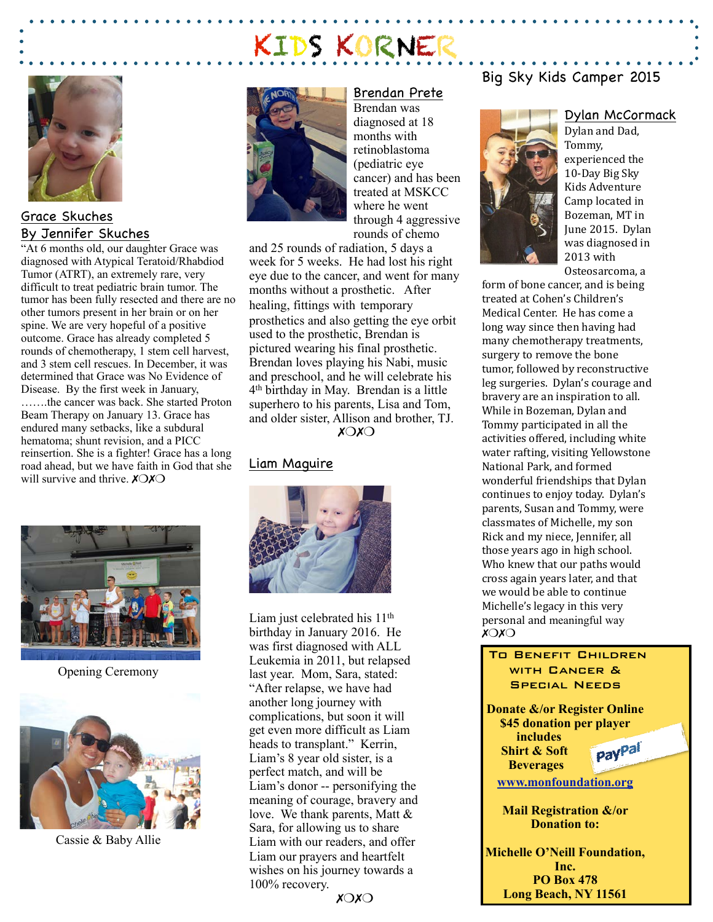# KIDS KORNER

## Grace Skuches

### By Jennifer Skuches

"At 6 months old, our daughter Grace was diagnosed with Atypical Teratoid/Rhabdiod Tumor (ATRT), an extremely rare, very difficult to treat pediatric brain tumor. The tumor has been fully resected and there are no other tumors present in her brain or on her spine. We are very hopeful of a positive outcome. Grace has already completed 5 rounds of chemotherapy, 1 stem cell harvest, and 3 stem cell rescues. In December, it was determined that Grace was No Evidence of Disease. By the first week in January, …….the cancer was back. She started Proton Beam Therapy on January 13. Grace has endured many setbacks, like a subdural hematoma; shunt revision, and a PICC reinsertion. She is a fighter! Grace has a long road ahead, but we have faith in God that she will survive and thrive. XOXO

Opening Ceremony

Cassie & Baby Allie

## Brendan Prete

Brendan was diagnosed at 18 months with retinoblastoma (pediatric eye cancer) and has been treated at MSKCC where he went through 4 aggressive rounds of chemo and 25 rounds of radiation, 5 days a week for 5 weeks. He had lost his right eye due to the cancer, and went for many months without a prosthetic. After healing, fittings with temporary prosthetics and also getting the eye orbit used to the prosthetic, Brendan is pictured wearing his final prosthetic. Brendan loves playing his Nabi, music and preschool, and he will celebrate his 4th birthday in May. Brendan is a little superhero to his parents, Lisa and Tom, and older sister, Allison and brother, TJ.

XOXO

## Liam Maguire

Liam just celebrated his 11th birthday in January 2016. He was first diagnosed with ALL Leukemia in 2011, but relapsed last year. Mom, Sara, stated: "After relapse, we have had another long journey with complications, but soon it will get even more difficult as Liam heads to transplant." Kerrin, Liam's 8 year old sister, is a perfect match, and will be Liam's donor -- personifying the meaning of courage, bravery and love. We thank parents, Matt & Sara, for allowing us to share Liam with our readers, and offer Liam our prayers and heartfelt wishes on his journey towards a 100% recovery.

XOXO

## Big Sky Kids Camper 2015

### Dylan McCormack

Dylan and Dad, Tommy, experienced the 10-Day Big Sky Kids Adventure Camp located in Bozeman, MT in June 2015. Dylan was diagnosed in 2013 with Osteosarcoma, a form of bone cancer, and is being treated at Cohen's Children's Medical Center. He has come a long way since then having had many chemotherapy treatments, surgery to remove the bone tumor, followed by reconstructive leg surgeries. Dylan's courage and bravery are an inspiration to all. While in Bozeman, Dylan and Tommy participated in all the activities offered, including white water rafting, visiting Yellowstone National Park, and formed wonderful friendships that Dylan continues to enjoy today. Dylan's parents, Susan and Tommy, were classmates of Michelle, my son Rick and my niece, Jennifer, all those years ago in high school. Who knew that our paths would cross again years later, and that we would be able to continue Michelle's legacy in this very personal and meaningful way

XOXO

**TO BENEFIT CHILDREN WITH CANCER & SPECIAL NEEDS**

**Donate &/or Register Online**
**$45 donation per player includes Shirt & Soft Beverages**

PayPal

**www.monfoundation.org**

**Mail Registration &/or Donation to:**

**Michelle O'Neill Foundation, Inc.**
**PO Box 478**
**Long Beach, NY 11561**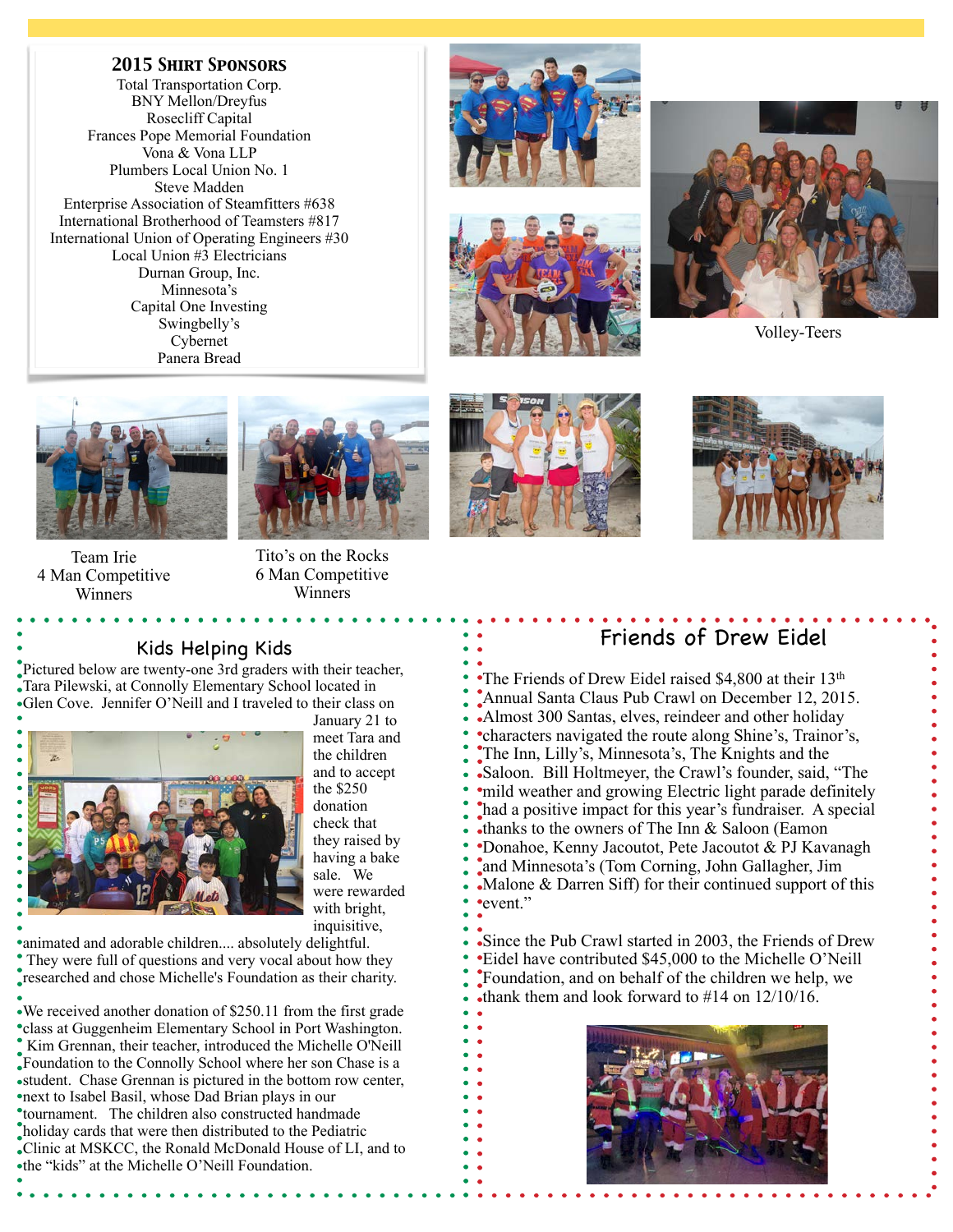## 2015 Shirt Sponsors

Total Transportation Corp.
BNY Mellon/Dreyfus
Rosecliff Capital
Frances Pope Memorial Foundation
Vona & Vona LLP
Plumbers Local Union No. 1
Steve Madden
Enterprise Association of Steamfitters #638
International Brotherhood of Teamsters #817
International Union of Operating Engineers #30
Local Union #3 Electricians
Durnan Group, Inc.
Minnesota's
Capital One Investing
Swingbelly's
Cybernet
Panera Bread

Volley-Teers

Team Irie
4 Man Competitive
Winners

Tito's on the Rocks
6 Man Competitive
Winners

## Kids Helping Kids

Pictured below are twenty-one 3rd graders with their teacher, Tara Pilewski, at Connolly Elementary School located in Glen Cove. Jennifer O'Neill and I traveled to their class on January 21 to meet Tara and the children and to accept the $250 donation check that they raised by having a bake sale. We were rewarded with bright, inquisitive, animated and adorable children.... absolutely delightful. They were full of questions and very vocal about how they researched and chose Michelle's Foundation as their charity.

We received another donation of $250.11 from the first grade class at Guggenheim Elementary School in Port Washington. Kim Grennan, their teacher, introduced the Michelle O'Neill Foundation to the Connolly School where her son Chase is a student. Chase Grennan is pictured in the bottom row center, next to Isabel Basil, whose Dad Brian plays in our tournament. The children also constructed handmade holiday cards that were then distributed to the Pediatric Clinic at MSKCC, the Ronald McDonald House of LI, and to the "kids" at the Michelle O'Neill Foundation.

## Friends of Drew Eidel

The Friends of Drew Eidel raised $4,800 at their 13th Annual Santa Claus Pub Crawl on December 12, 2015. Almost 300 Santas, elves, reindeer and other holiday characters navigated the route along Shine's, Trainor's, The Inn, Lilly's, Minnesota's, The Knights and the Saloon. Bill Holtmeyer, the Crawl's founder, said, "The mild weather and growing Electric light parade definitely had a positive impact for this year's fundraiser. A special thanks to the owners of The Inn & Saloon (Eamon Donahoe, Kenny Jacoutot, Pete Jacoutot & PJ Kavanagh and Minnesota's (Tom Corning, John Gallagher, Jim Malone & Darren Siff) for their continued support of this event."

Since the Pub Crawl started in 2003, the Friends of Drew Eidel have contributed $45,000 to the Michelle O'Neill Foundation, and on behalf of the children we help, we thank them and look forward to #14 on 12/10/16.